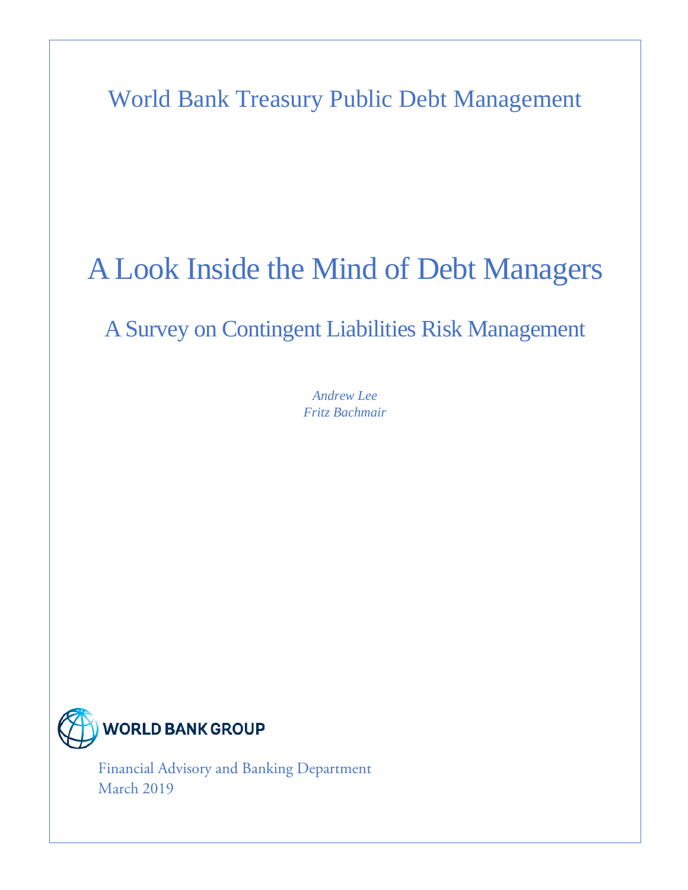World Bank Treasury Public Debt Management

# A Look Inside the Mind of Debt Managers

## A Survey on Contingent Liabilities Risk Management

*Andrew Lee*
*Fritz Bachmair*

WORLD BANK GROUP

Financial Advisory and Banking Department
March 2019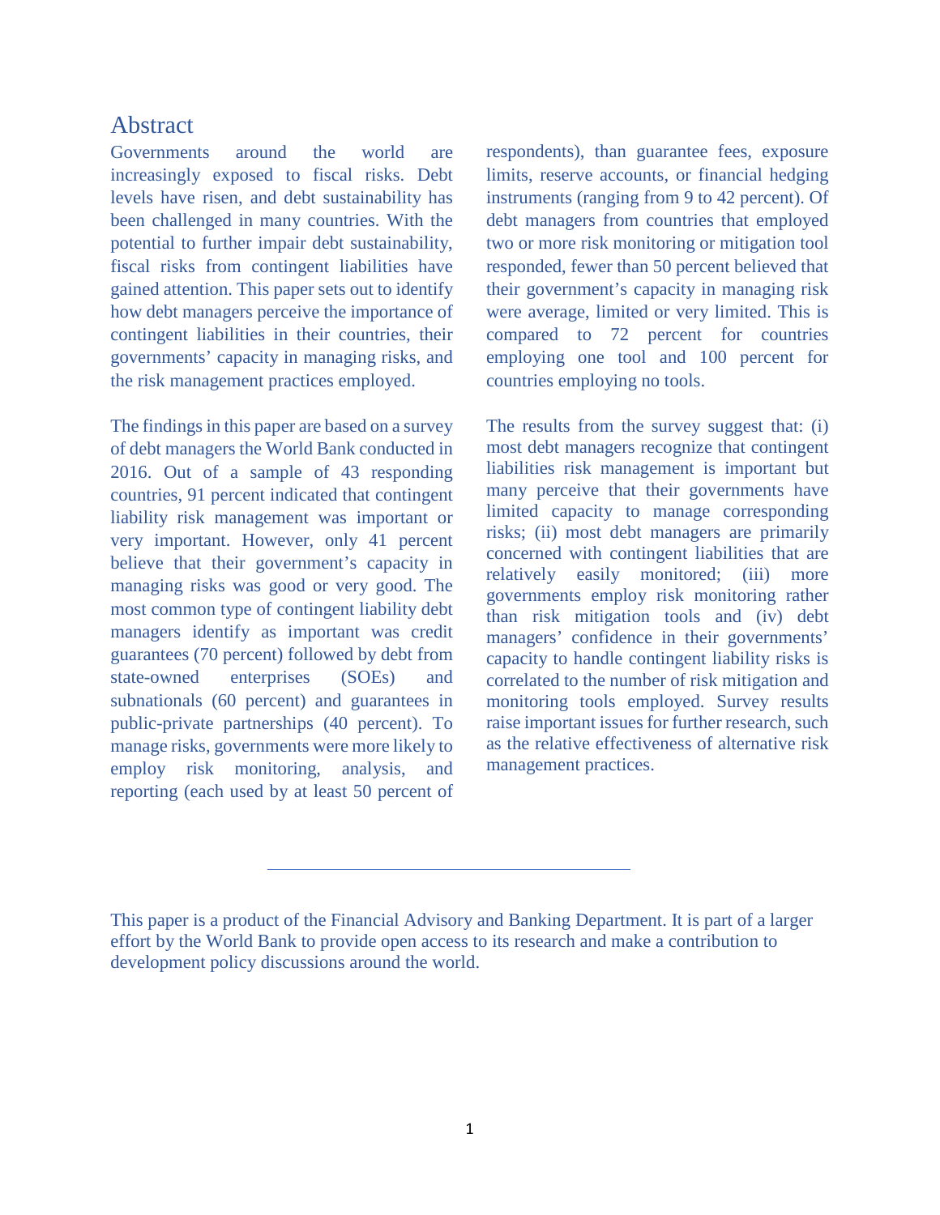# Abstract

Governments around the world are increasingly exposed to fiscal risks. Debt levels have risen, and debt sustainability has been challenged in many countries. With the potential to further impair debt sustainability, fiscal risks from contingent liabilities have gained attention. This paper sets out to identify how debt managers perceive the importance of contingent liabilities in their countries, their governments' capacity in managing risks, and the risk management practices employed.

The findings in this paper are based on a survey of debt managers the World Bank conducted in 2016. Out of a sample of 43 responding countries, 91 percent indicated that contingent liability risk management was important or very important. However, only 41 percent believe that their government's capacity in managing risks was good or very good. The most common type of contingent liability debt managers identify as important was credit guarantees (70 percent) followed by debt from state-owned enterprises (SOEs) and subnationals (60 percent) and guarantees in public-private partnerships (40 percent). To manage risks, governments were more likely to employ risk monitoring, analysis, and reporting (each used by at least 50 percent of respondents), than guarantee fees, exposure limits, reserve accounts, or financial hedging instruments (ranging from 9 to 42 percent). Of debt managers from countries that employed two or more risk monitoring or mitigation tool responded, fewer than 50 percent believed that their government's capacity in managing risk were average, limited or very limited. This is compared to 72 percent for countries employing one tool and 100 percent for countries employing no tools.

The results from the survey suggest that: (i) most debt managers recognize that contingent liabilities risk management is important but many perceive that their governments have limited capacity to manage corresponding risks; (ii) most debt managers are primarily concerned with contingent liabilities that are relatively easily monitored; (iii) more governments employ risk monitoring rather than risk mitigation tools and (iv) debt managers' confidence in their governments' capacity to handle contingent liability risks is correlated to the number of risk mitigation and monitoring tools employed. Survey results raise important issues for further research, such as the relative effectiveness of alternative risk management practices.

---

This paper is a product of the Financial Advisory and Banking Department. It is part of a larger effort by the World Bank to provide open access to its research and make a contribution to development policy discussions around the world.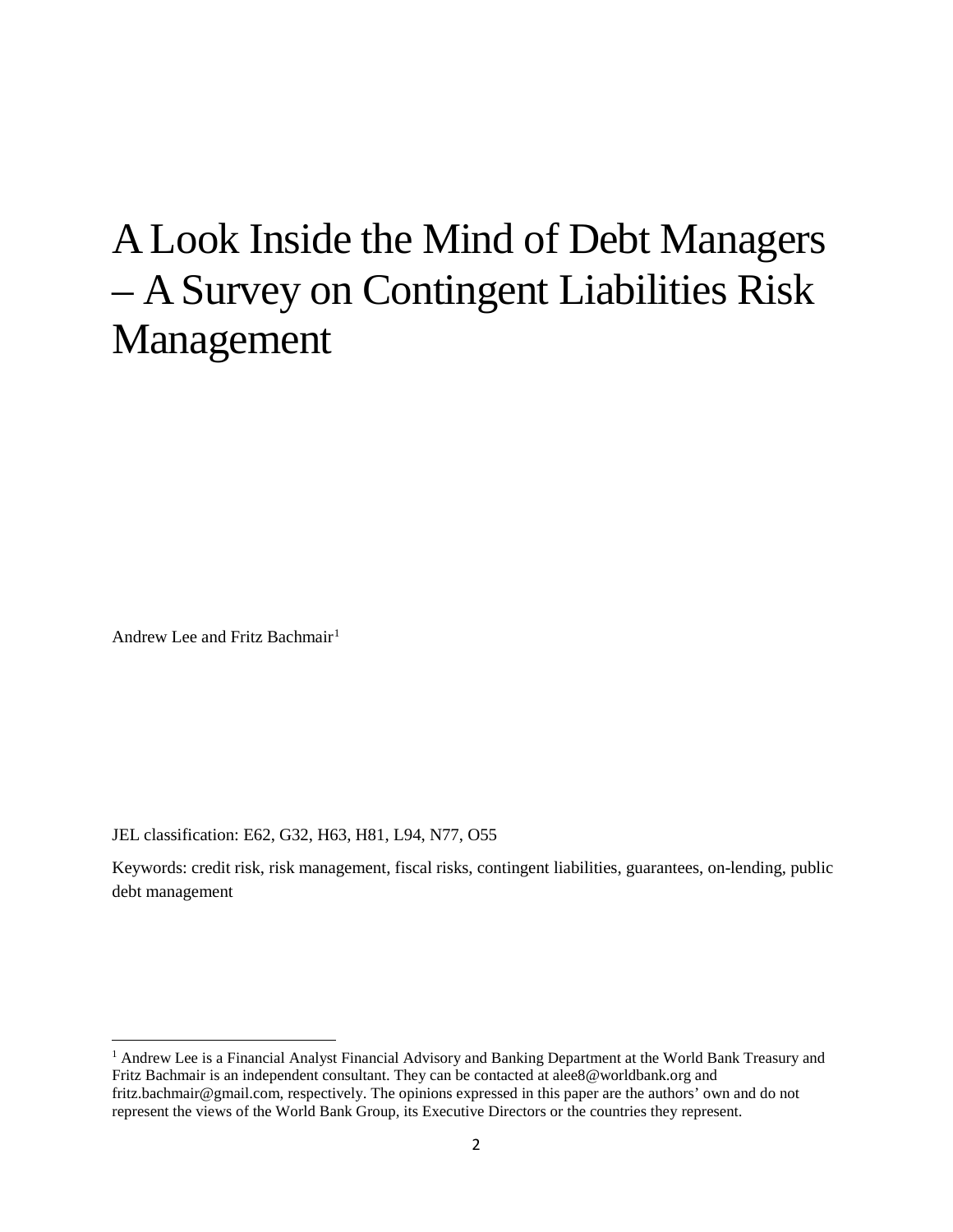# A Look Inside the Mind of Debt Managers – A Survey on Contingent Liabilities Risk Management

Andrew Lee and Fritz Bachmair[1]

JEL classification: E62, G32, H63, H81, L94, N77, O55

Keywords: credit risk, risk management, fiscal risks, contingent liabilities, guarantees, on-lending, public debt management

[1] Andrew Lee is a Financial Analyst Financial Advisory and Banking Department at the World Bank Treasury and Fritz Bachmair is an independent consultant. They can be contacted at alee8@worldbank.org and fritz.bachmair@gmail.com, respectively. The opinions expressed in this paper are the authors' own and do not represent the views of the World Bank Group, its Executive Directors or the countries they represent.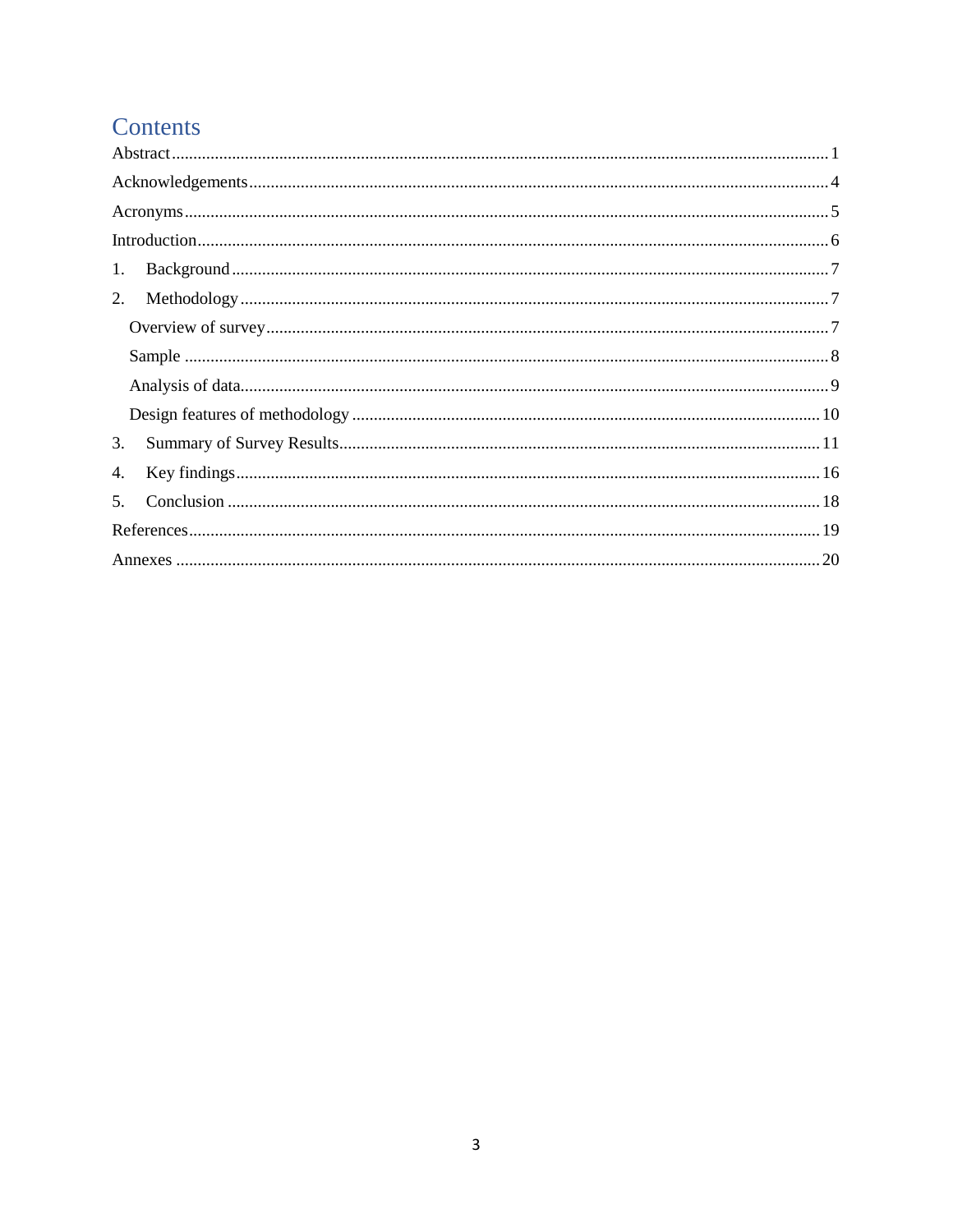# Contents

Abstract ........................................................................................................................................ 1

Acknowledgements ..................................................................................................................... 4

Acronyms ..................................................................................................................................... 5

Introduction .................................................................................................................................. 6

1. Background .............................................................................................................................. 7

2. Methodology ............................................................................................................................ 7

   Overview of survey ................................................................................................................... 7

   Sample ...................................................................................................................................... 8

   Analysis of data ......................................................................................................................... 9

   Design features of methodology ............................................................................................. 10

3. Summary of Survey Results ................................................................................................... 11

4. Key findings ........................................................................................................................... 16

5. Conclusion ............................................................................................................................. 18

References .................................................................................................................................. 19

Annexes ...................................................................................................................................... 20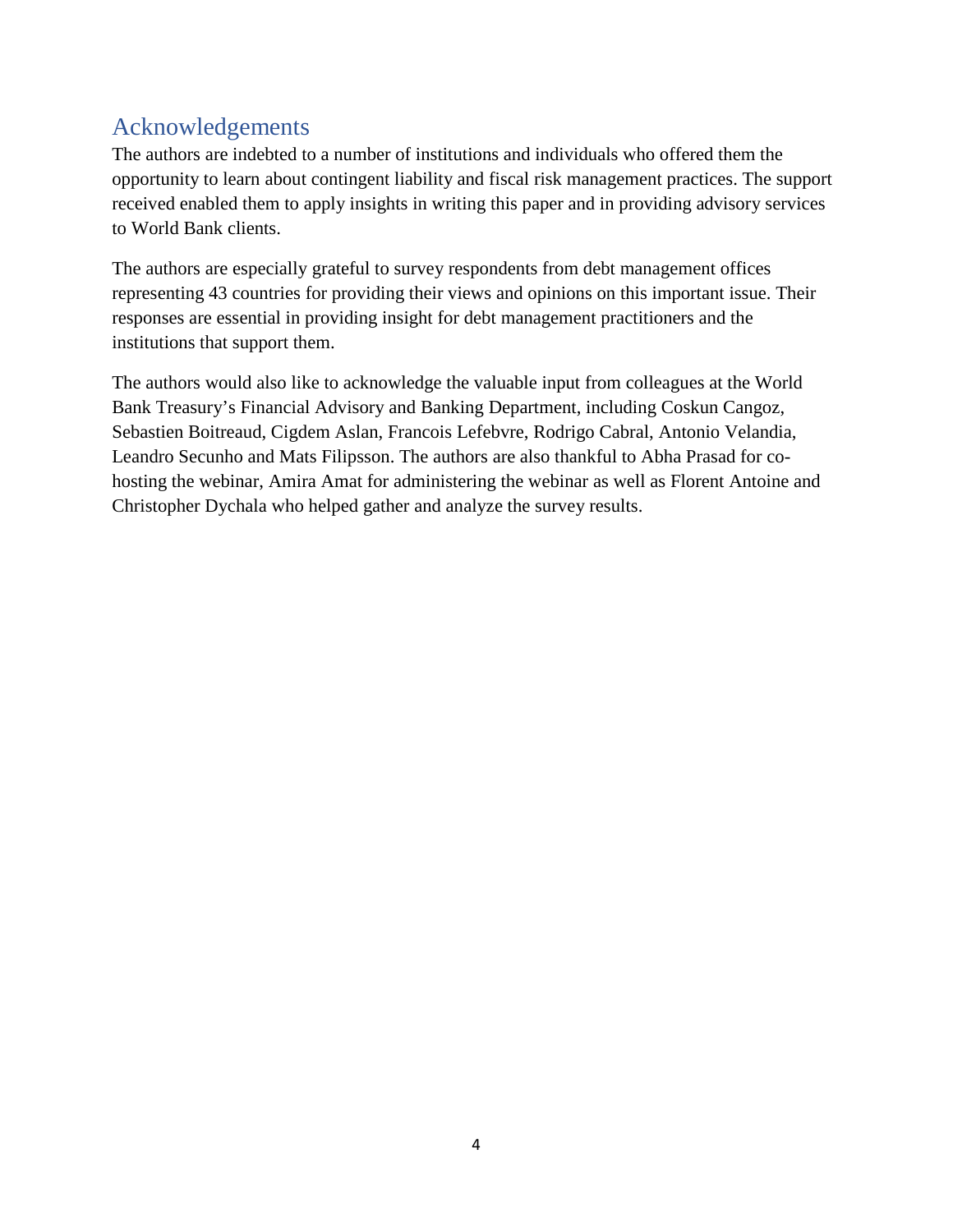## Acknowledgements

The authors are indebted to a number of institutions and individuals who offered them the opportunity to learn about contingent liability and fiscal risk management practices. The support received enabled them to apply insights in writing this paper and in providing advisory services to World Bank clients.

The authors are especially grateful to survey respondents from debt management offices representing 43 countries for providing their views and opinions on this important issue. Their responses are essential in providing insight for debt management practitioners and the institutions that support them.

The authors would also like to acknowledge the valuable input from colleagues at the World Bank Treasury's Financial Advisory and Banking Department, including Coskun Cangoz, Sebastien Boitreaud, Cigdem Aslan, Francois Lefebvre, Rodrigo Cabral, Antonio Velandia, Leandro Secunho and Mats Filipsson. The authors are also thankful to Abha Prasad for co-hosting the webinar, Amira Amat for administering the webinar as well as Florent Antoine and Christopher Dychala who helped gather and analyze the survey results.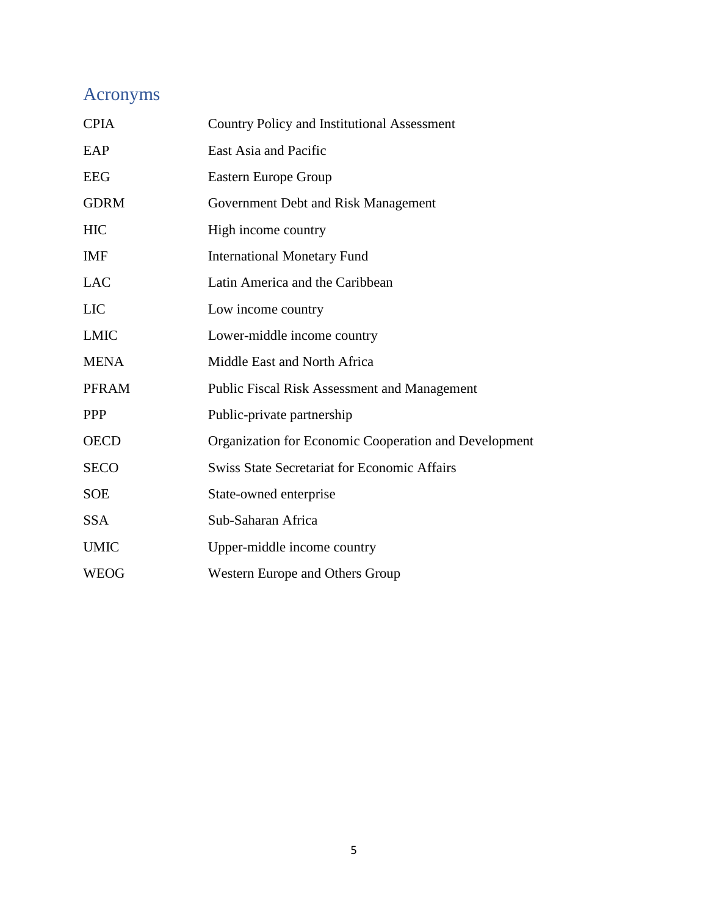## Acronyms

| | |
|---|---|
| CPIA | Country Policy and Institutional Assessment |
| EAP | East Asia and Pacific |
| EEG | Eastern Europe Group |
| GDRM | Government Debt and Risk Management |
| HIC | High income country |
| IMF | International Monetary Fund |
| LAC | Latin America and the Caribbean |
| LIC | Low income country |
| LMIC | Lower-middle income country |
| MENA | Middle East and North Africa |
| PFRAM | Public Fiscal Risk Assessment and Management |
| PPP | Public-private partnership |
| OECD | Organization for Economic Cooperation and Development |
| SECO | Swiss State Secretariat for Economic Affairs |
| SOE | State-owned enterprise |
| SSA | Sub-Saharan Africa |
| UMIC | Upper-middle income country |
| WEOG | Western Europe and Others Group |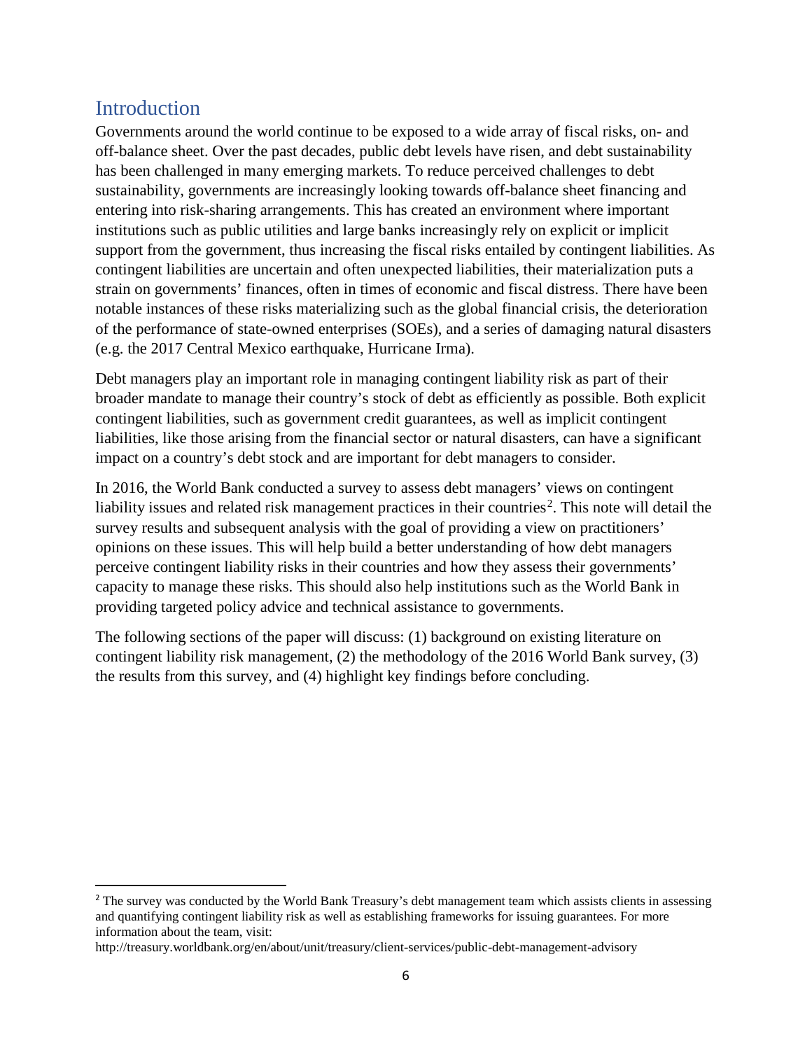## Introduction

Governments around the world continue to be exposed to a wide array of fiscal risks, on- and off-balance sheet. Over the past decades, public debt levels have risen, and debt sustainability has been challenged in many emerging markets. To reduce perceived challenges to debt sustainability, governments are increasingly looking towards off-balance sheet financing and entering into risk-sharing arrangements. This has created an environment where important institutions such as public utilities and large banks increasingly rely on explicit or implicit support from the government, thus increasing the fiscal risks entailed by contingent liabilities. As contingent liabilities are uncertain and often unexpected liabilities, their materialization puts a strain on governments' finances, often in times of economic and fiscal distress. There have been notable instances of these risks materializing such as the global financial crisis, the deterioration of the performance of state-owned enterprises (SOEs), and a series of damaging natural disasters (e.g. the 2017 Central Mexico earthquake, Hurricane Irma).

Debt managers play an important role in managing contingent liability risk as part of their broader mandate to manage their country's stock of debt as efficiently as possible. Both explicit contingent liabilities, such as government credit guarantees, as well as implicit contingent liabilities, like those arising from the financial sector or natural disasters, can have a significant impact on a country's debt stock and are important for debt managers to consider.

In 2016, the World Bank conducted a survey to assess debt managers' views on contingent liability issues and related risk management practices in their countries[2]. This note will detail the survey results and subsequent analysis with the goal of providing a view on practitioners' opinions on these issues. This will help build a better understanding of how debt managers perceive contingent liability risks in their countries and how they assess their governments' capacity to manage these risks. This should also help institutions such as the World Bank in providing targeted policy advice and technical assistance to governments.

The following sections of the paper will discuss: (1) background on existing literature on contingent liability risk management, (2) the methodology of the 2016 World Bank survey, (3) the results from this survey, and (4) highlight key findings before concluding.

---

[2] The survey was conducted by the World Bank Treasury's debt management team which assists clients in assessing and quantifying contingent liability risk as well as establishing frameworks for issuing guarantees. For more information about the team, visit: http://treasury.worldbank.org/en/about/unit/treasury/client-services/public-debt-management-advisory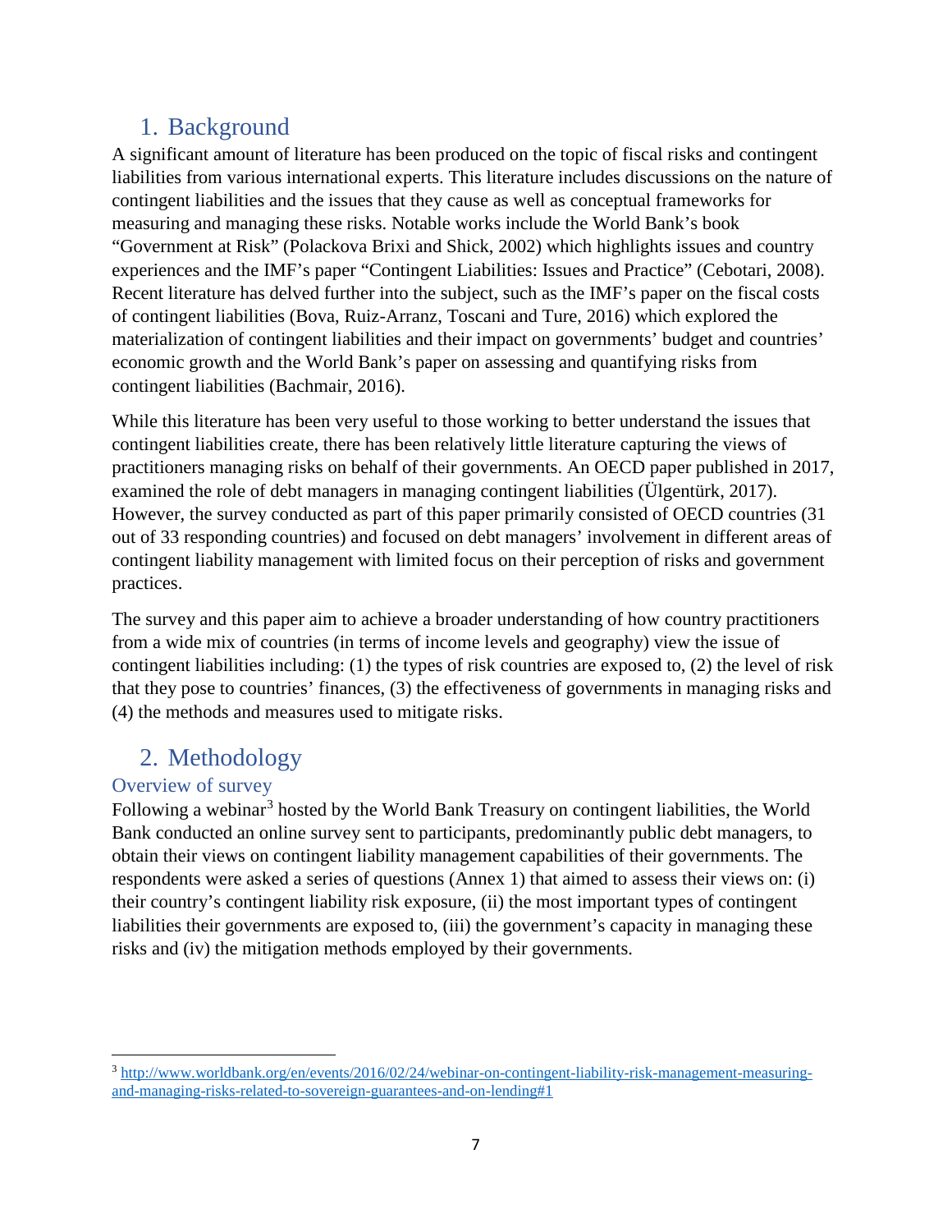## 1. Background

A significant amount of literature has been produced on the topic of fiscal risks and contingent liabilities from various international experts. This literature includes discussions on the nature of contingent liabilities and the issues that they cause as well as conceptual frameworks for measuring and managing these risks. Notable works include the World Bank's book "Government at Risk" (Polackova Brixi and Shick, 2002) which highlights issues and country experiences and the IMF's paper "Contingent Liabilities: Issues and Practice" (Cebotari, 2008). Recent literature has delved further into the subject, such as the IMF's paper on the fiscal costs of contingent liabilities (Bova, Ruiz-Arranz, Toscani and Ture, 2016) which explored the materialization of contingent liabilities and their impact on governments' budget and countries' economic growth and the World Bank's paper on assessing and quantifying risks from contingent liabilities (Bachmair, 2016).

While this literature has been very useful to those working to better understand the issues that contingent liabilities create, there has been relatively little literature capturing the views of practitioners managing risks on behalf of their governments. An OECD paper published in 2017, examined the role of debt managers in managing contingent liabilities (Ülgentürk, 2017). However, the survey conducted as part of this paper primarily consisted of OECD countries (31 out of 33 responding countries) and focused on debt managers' involvement in different areas of contingent liability management with limited focus on their perception of risks and government practices.

The survey and this paper aim to achieve a broader understanding of how country practitioners from a wide mix of countries (in terms of income levels and geography) view the issue of contingent liabilities including: (1) the types of risk countries are exposed to, (2) the level of risk that they pose to countries' finances, (3) the effectiveness of governments in managing risks and (4) the methods and measures used to mitigate risks.

## 2. Methodology

### Overview of survey

Following a webinar[3] hosted by the World Bank Treasury on contingent liabilities, the World Bank conducted an online survey sent to participants, predominantly public debt managers, to obtain their views on contingent liability management capabilities of their governments. The respondents were asked a series of questions (Annex 1) that aimed to assess their views on: (i) their country's contingent liability risk exposure, (ii) the most important types of contingent liabilities their governments are exposed to, (iii) the government's capacity in managing these risks and (iv) the mitigation methods employed by their governments.

---

[3] http://www.worldbank.org/en/events/2016/02/24/webinar-on-contingent-liability-risk-management-measuring-and-managing-risks-related-to-sovereign-guarantees-and-on-lending#1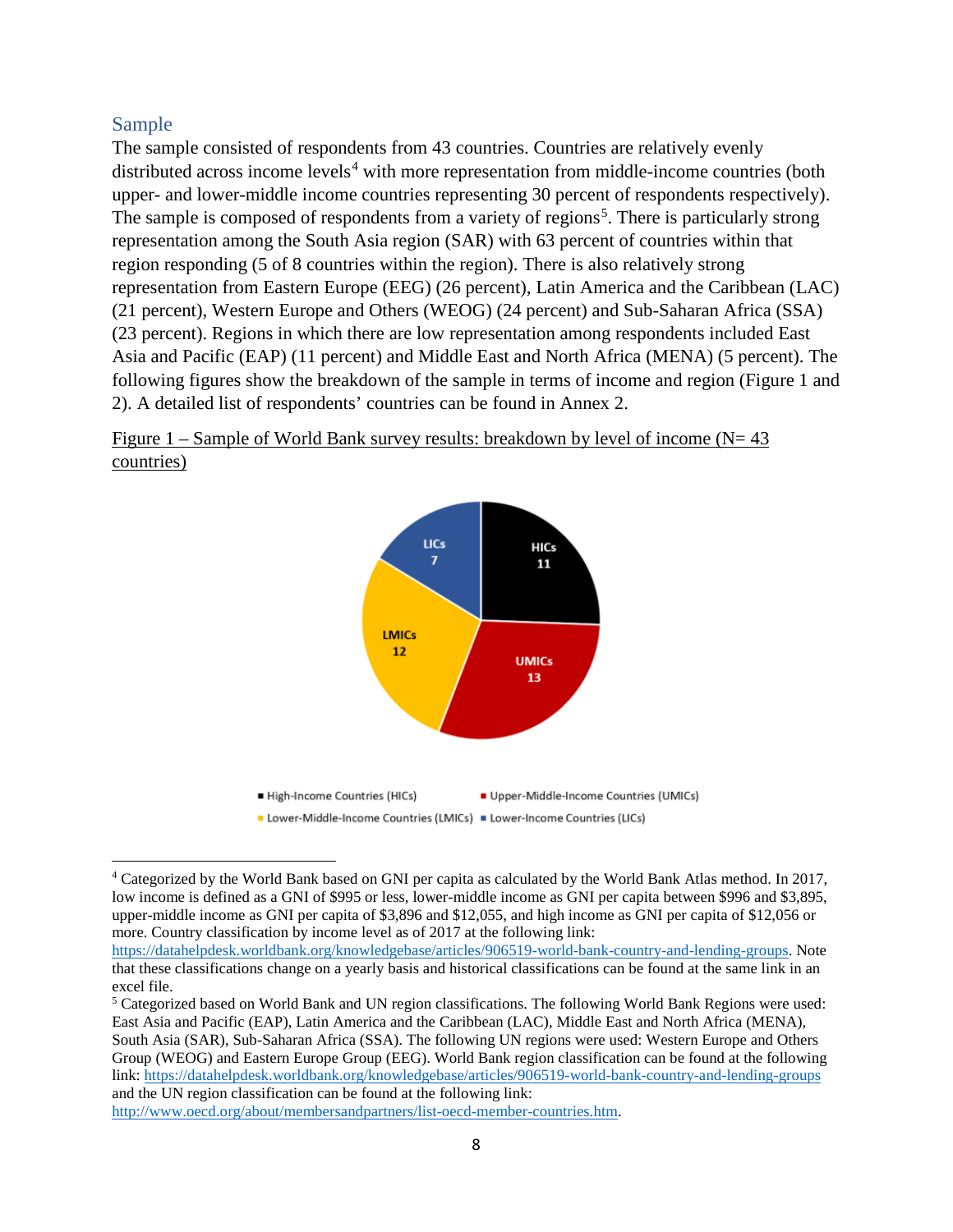## Sample

The sample consisted of respondents from 43 countries. Countries are relatively evenly distributed across income levels[4] with more representation from middle-income countries (both upper- and lower-middle income countries representing 30 percent of respondents respectively). The sample is composed of respondents from a variety of regions[5]. There is particularly strong representation among the South Asia region (SAR) with 63 percent of countries within that region responding (5 of 8 countries within the region). There is also relatively strong representation from Eastern Europe (EEG) (26 percent), Latin America and the Caribbean (LAC) (21 percent), Western Europe and Others (WEOG) (24 percent) and Sub-Saharan Africa (SSA) (23 percent). Regions in which there are low representation among respondents included East Asia and Pacific (EAP) (11 percent) and Middle East and North Africa (MENA) (5 percent). The following figures show the breakdown of the sample in terms of income and region (Figure 1 and 2). A detailed list of respondents' countries can be found in Annex 2.

Figure 1 – Sample of World Bank survey results: breakdown by level of income (N= 43 countries)

HICs 11
UMICs 13
LMICs 12
LICs 7

■ High-Income Countries (HICs) ■ Upper-Middle-Income Countries (UMICs)
■ Lower-Middle-Income Countries (LMICs) ■ Lower-Income Countries (LICs)

---

[4] Categorized by the World Bank based on GNI per capita as calculated by the World Bank Atlas method. In 2017, low income is defined as a GNI of $995 or less, lower-middle income as GNI per capita between $996 and $3,895, upper-middle income as GNI per capita of $3,896 and $12,055, and high income as GNI per capita of $12,056 or more. Country classification by income level as of 2017 at the following link: https://datahelpdesk.worldbank.org/knowledgebase/articles/906519-world-bank-country-and-lending-groups. Note that these classifications change on a yearly basis and historical classifications can be found at the same link in an excel file.

[5] Categorized based on World Bank and UN region classifications. The following World Bank Regions were used: East Asia and Pacific (EAP), Latin America and the Caribbean (LAC), Middle East and North Africa (MENA), South Asia (SAR), Sub-Saharan Africa (SSA). The following UN regions were used: Western Europe and Others Group (WEOG) and Eastern Europe Group (EEG). World Bank region classification can be found at the following link: https://datahelpdesk.worldbank.org/knowledgebase/articles/906519-world-bank-country-and-lending-groups and the UN region classification can be found at the following link: http://www.oecd.org/about/membersandpartners/list-oecd-member-countries.htm.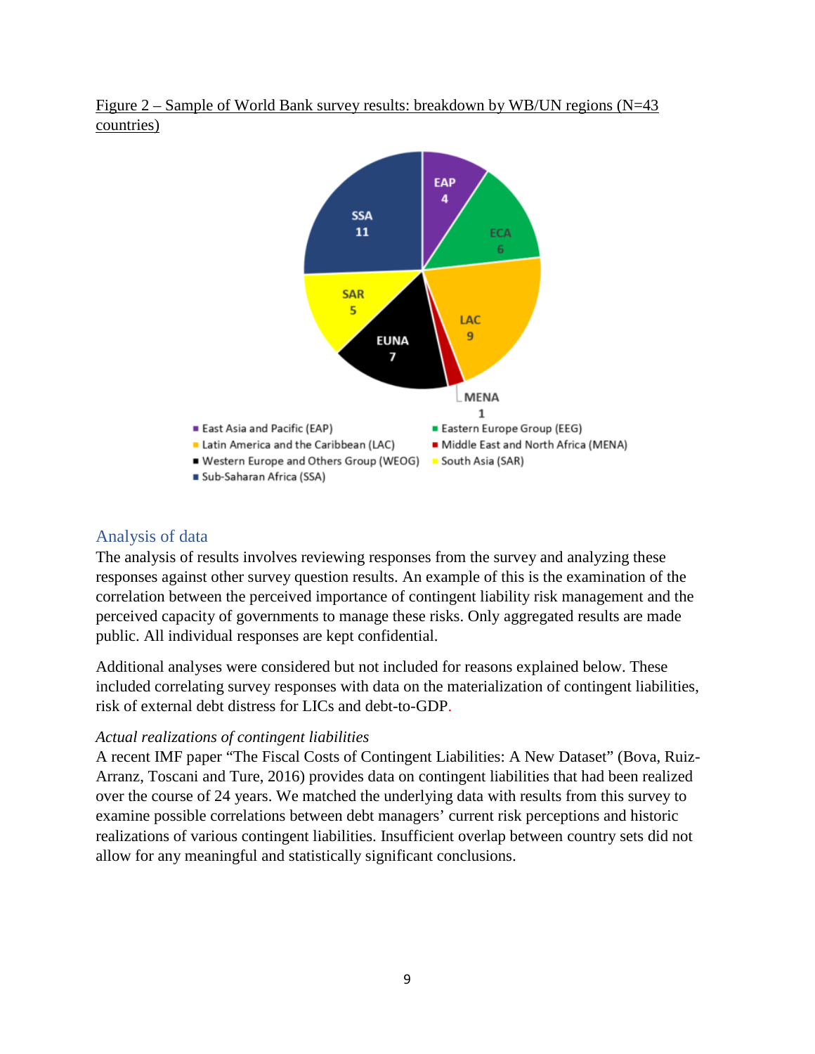Figure 2 – Sample of World Bank survey results: breakdown by WB/UN regions (N=43 countries)

## Analysis of data

The analysis of results involves reviewing responses from the survey and analyzing these responses against other survey question results. An example of this is the examination of the correlation between the perceived importance of contingent liability risk management and the perceived capacity of governments to manage these risks. Only aggregated results are made public. All individual responses are kept confidential.

Additional analyses were considered but not included for reasons explained below. These included correlating survey responses with data on the materialization of contingent liabilities, risk of external debt distress for LICs and debt-to-GDP.

*Actual realizations of contingent liabilities*

A recent IMF paper "The Fiscal Costs of Contingent Liabilities: A New Dataset" (Bova, Ruiz-Arranz, Toscani and Ture, 2016) provides data on contingent liabilities that had been realized over the course of 24 years. We matched the underlying data with results from this survey to examine possible correlations between debt managers' current risk perceptions and historic realizations of various contingent liabilities. Insufficient overlap between country sets did not allow for any meaningful and statistically significant conclusions.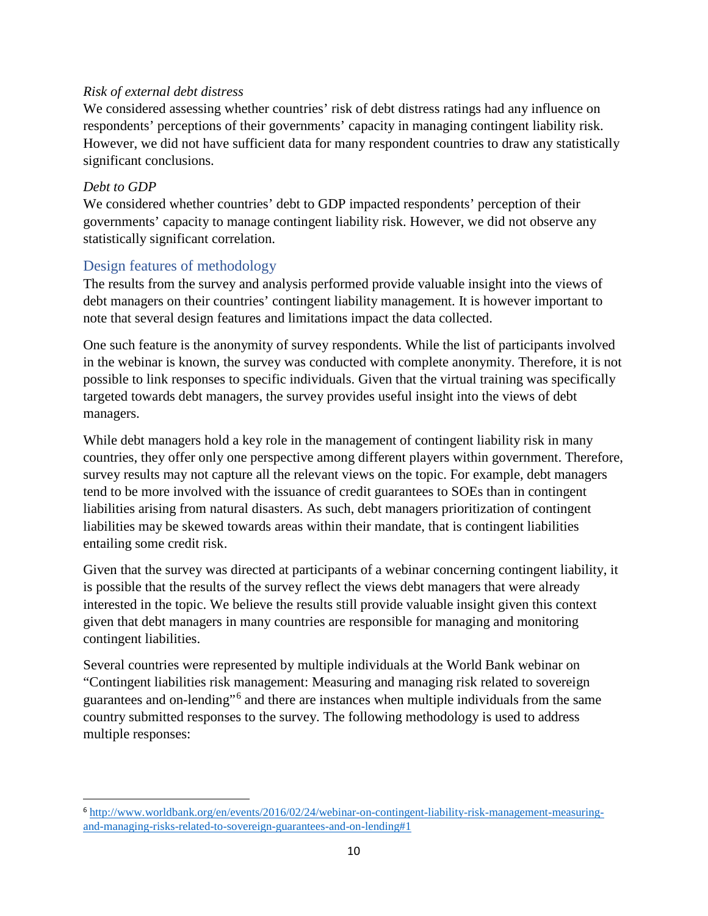*Risk of external debt distress*

We considered assessing whether countries' risk of debt distress ratings had any influence on respondents' perceptions of their governments' capacity in managing contingent liability risk. However, we did not have sufficient data for many respondent countries to draw any statistically significant conclusions.

*Debt to GDP*

We considered whether countries' debt to GDP impacted respondents' perception of their governments' capacity to manage contingent liability risk. However, we did not observe any statistically significant correlation.

## Design features of methodology

The results from the survey and analysis performed provide valuable insight into the views of debt managers on their countries' contingent liability management. It is however important to note that several design features and limitations impact the data collected.

One such feature is the anonymity of survey respondents. While the list of participants involved in the webinar is known, the survey was conducted with complete anonymity. Therefore, it is not possible to link responses to specific individuals. Given that the virtual training was specifically targeted towards debt managers, the survey provides useful insight into the views of debt managers.

While debt managers hold a key role in the management of contingent liability risk in many countries, they offer only one perspective among different players within government. Therefore, survey results may not capture all the relevant views on the topic. For example, debt managers tend to be more involved with the issuance of credit guarantees to SOEs than in contingent liabilities arising from natural disasters. As such, debt managers prioritization of contingent liabilities may be skewed towards areas within their mandate, that is contingent liabilities entailing some credit risk.

Given that the survey was directed at participants of a webinar concerning contingent liability, it is possible that the results of the survey reflect the views debt managers that were already interested in the topic. We believe the results still provide valuable insight given this context given that debt managers in many countries are responsible for managing and monitoring contingent liabilities.

Several countries were represented by multiple individuals at the World Bank webinar on "Contingent liabilities risk management: Measuring and managing risk related to sovereign guarantees and on-lending"[6] and there are instances when multiple individuals from the same country submitted responses to the survey. The following methodology is used to address multiple responses:

---

[6] http://www.worldbank.org/en/events/2016/02/24/webinar-on-contingent-liability-risk-management-measuring-and-managing-risks-related-to-sovereign-guarantees-and-on-lending#1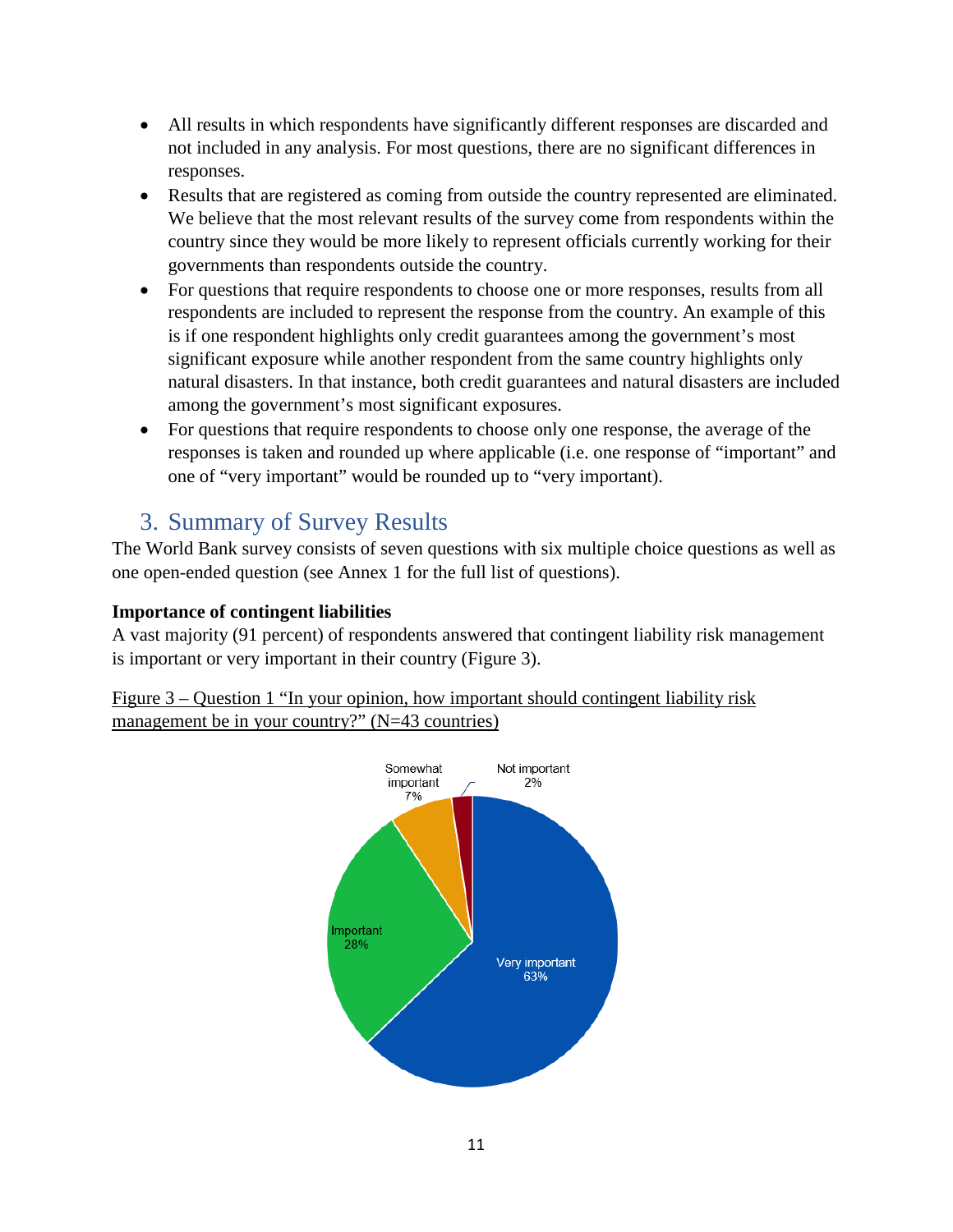- All results in which respondents have significantly different responses are discarded and not included in any analysis. For most questions, there are no significant differences in responses.
- Results that are registered as coming from outside the country represented are eliminated. We believe that the most relevant results of the survey come from respondents within the country since they would be more likely to represent officials currently working for their governments than respondents outside the country.
- For questions that require respondents to choose one or more responses, results from all respondents are included to represent the response from the country. An example of this is if one respondent highlights only credit guarantees among the government's most significant exposure while another respondent from the same country highlights only natural disasters. In that instance, both credit guarantees and natural disasters are included among the government's most significant exposures.
- For questions that require respondents to choose only one response, the average of the responses is taken and rounded up where applicable (i.e. one response of "important" and one of "very important" would be rounded up to "very important).

## 3. Summary of Survey Results

The World Bank survey consists of seven questions with six multiple choice questions as well as one open-ended question (see Annex 1 for the full list of questions).

**Importance of contingent liabilities**

A vast majority (91 percent) of respondents answered that contingent liability risk management is important or very important in their country (Figure 3).

Figure 3 – Question 1 "In your opinion, how important should contingent liability risk management be in your country?" (N=43 countries)

Somewhat important 7%

Not important 2%

Important 28%

Very important 63%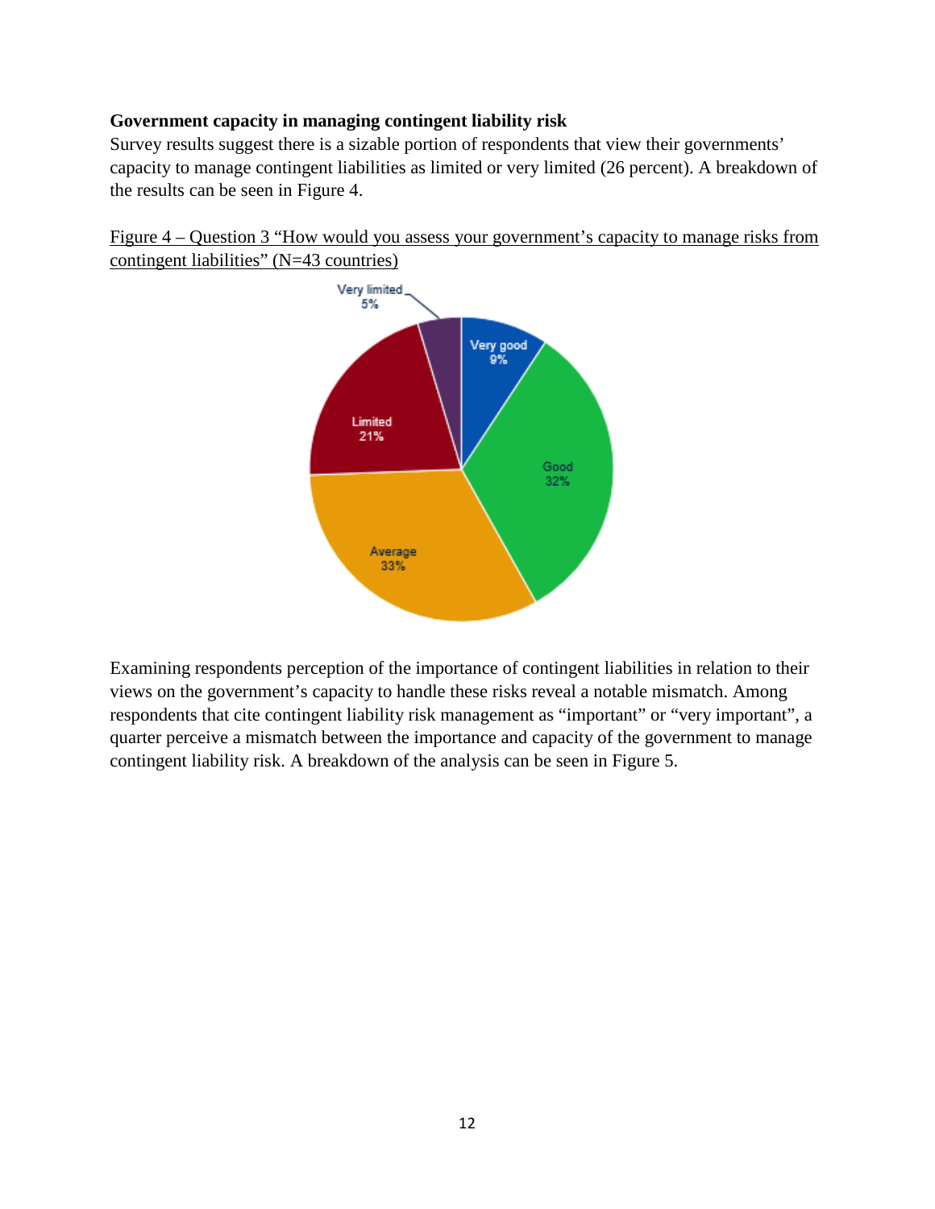**Government capacity in managing contingent liability risk**

Survey results suggest there is a sizable portion of respondents that view their governments' capacity to manage contingent liabilities as limited or very limited (26 percent). A breakdown of the results can be seen in Figure 4.

Figure 4 – Question 3 "How would you assess your government's capacity to manage risks from contingent liabilities" (N=43 countries)

Very limited 5%

Very good 9%

Limited 21%

Good 32%

Average 33%

Examining respondents perception of the importance of contingent liabilities in relation to their views on the government's capacity to handle these risks reveal a notable mismatch. Among respondents that cite contingent liability risk management as "important" or "very important", a quarter perceive a mismatch between the importance and capacity of the government to manage contingent liability risk. A breakdown of the analysis can be seen in Figure 5.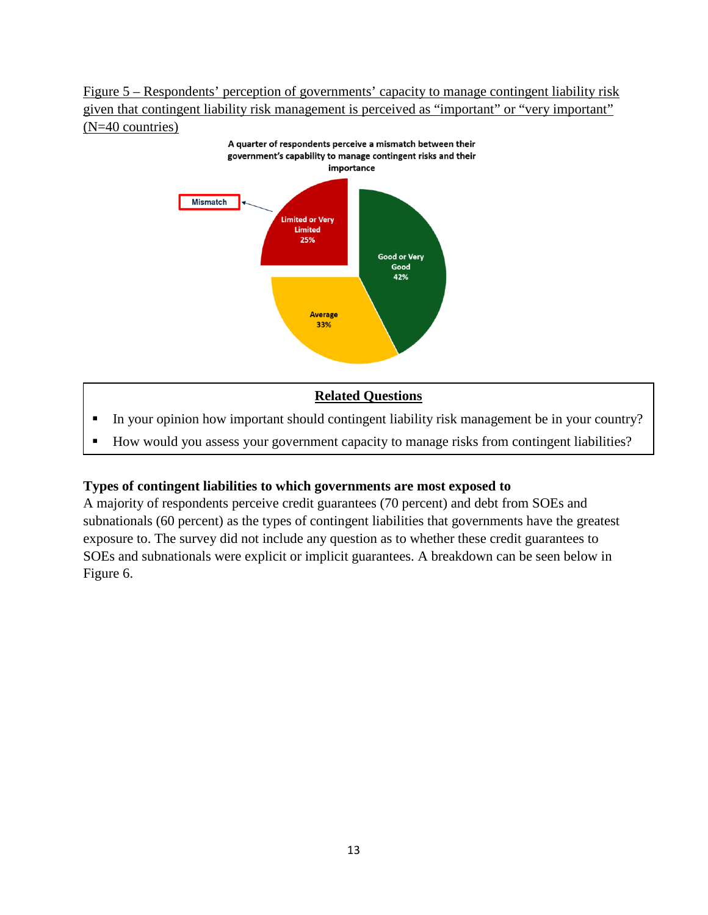Figure 5 – Respondents' perception of governments' capacity to manage contingent liability risk given that contingent liability risk management is perceived as "important" or "very important" (N=40 countries)

A quarter of respondents perceive a mismatch between their government's capability to manage contingent risks and their importance

Mismatch

Limited or Very Limited 25%

Good or Very Good 42%

Average 33%

**Related Questions**

- In your opinion how important should contingent liability risk management be in your country?
- How would you assess your government capacity to manage risks from contingent liabilities?

**Types of contingent liabilities to which governments are most exposed to**

A majority of respondents perceive credit guarantees (70 percent) and debt from SOEs and subnationals (60 percent) as the types of contingent liabilities that governments have the greatest exposure to. The survey did not include any question as to whether these credit guarantees to SOEs and subnationals were explicit or implicit guarantees. A breakdown can be seen below in Figure 6.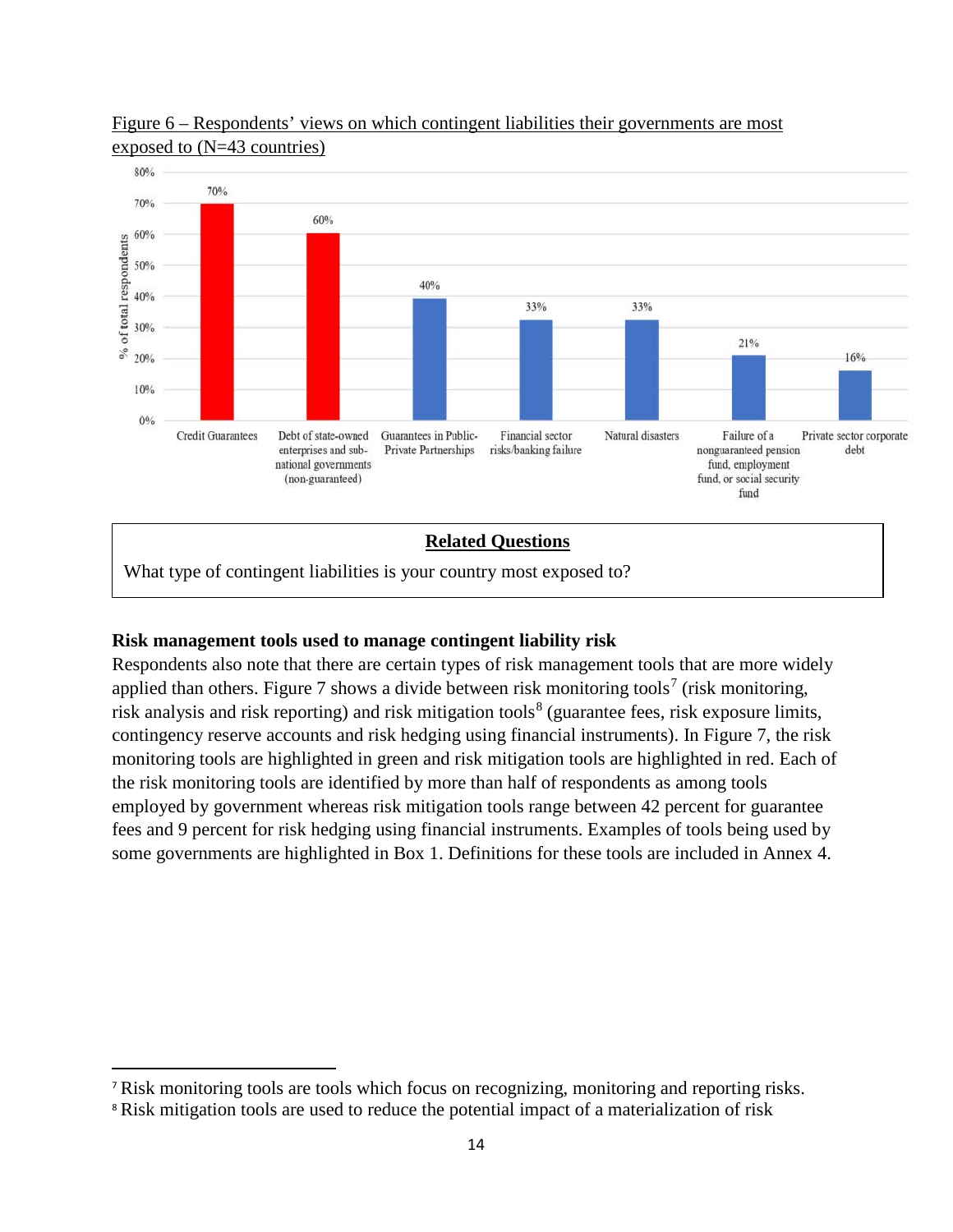Figure 6 – Respondents' views on which contingent liabilities their governments are most exposed to (N=43 countries)

| Contingent liability | % of total respondents |
|---|---|
| Credit Guarantees | 70% |
| Debt of state-owned enterprises and sub-national governments (non-guaranteed) | 60% |
| Guarantees in Public-Private Partnerships | 40% |
| Financial sector risks/banking failure | 33% |
| Natural disasters | 33% |
| Failure of a nonguaranteed pension fund, employment fund, or social security fund | 21% |
| Private sector corporate debt | 16% |

**Related Questions**

What type of contingent liabilities is your country most exposed to?

**Risk management tools used to manage contingent liability risk**

Respondents also note that there are certain types of risk management tools that are more widely applied than others. Figure 7 shows a divide between risk monitoring tools[7] (risk monitoring, risk analysis and risk reporting) and risk mitigation tools[8] (guarantee fees, risk exposure limits, contingency reserve accounts and risk hedging using financial instruments). In Figure 7, the risk monitoring tools are highlighted in green and risk mitigation tools are highlighted in red. Each of the risk monitoring tools are identified by more than half of respondents as among tools employed by government whereas risk mitigation tools range between 42 percent for guarantee fees and 9 percent for risk hedging using financial instruments. Examples of tools being used by some governments are highlighted in Box 1. Definitions for these tools are included in Annex 4.

[7] Risk monitoring tools are tools which focus on recognizing, monitoring and reporting risks.

[8] Risk mitigation tools are used to reduce the potential impact of a materialization of risk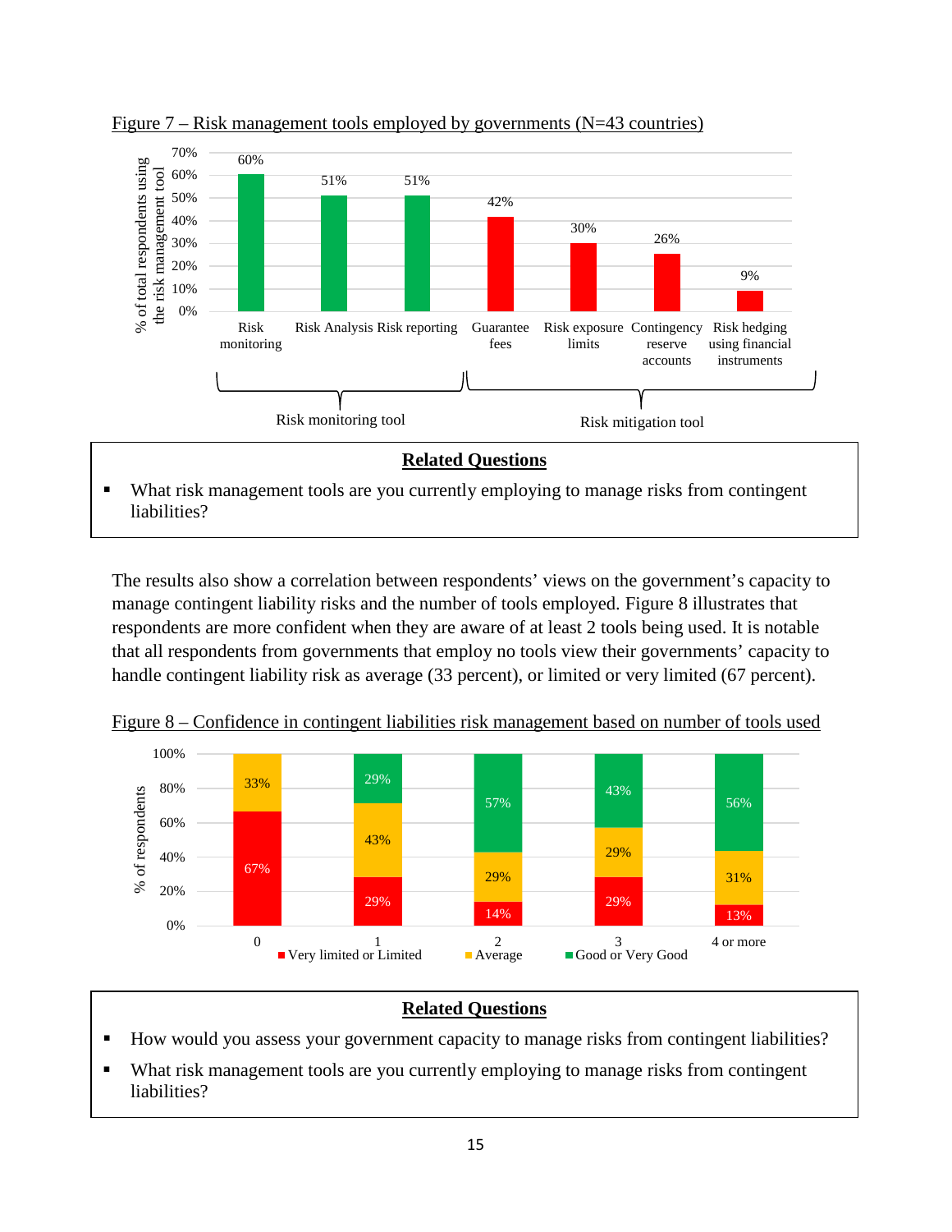Figure 7 – Risk management tools employed by governments (N=43 countries)

| Tool | Category | % of total respondents using the risk management tool |
|---|---|---|
| Risk monitoring | Risk monitoring tool | 60% |
| Risk Analysis | Risk monitoring tool | 51% |
| Risk reporting | Risk monitoring tool | 51% |
| Guarantee fees | Risk mitigation tool | 42% |
| Risk exposure limits | Risk mitigation tool | 30% |
| Contingency reserve accounts | Risk mitigation tool | 26% |
| Risk hedging using financial instruments | Risk mitigation tool | 9% |

**Related Questions**

- What risk management tools are you currently employing to manage risks from contingent liabilities?

The results also show a correlation between respondents' views on the government's capacity to manage contingent liability risks and the number of tools employed. Figure 8 illustrates that respondents are more confident when they are aware of at least 2 tools being used. It is notable that all respondents from governments that employ no tools view their governments' capacity to handle contingent liability risk as average (33 percent), or limited or very limited (67 percent).

Figure 8 – Confidence in contingent liabilities risk management based on number of tools used

| Number of tools used | Very limited or Limited | Average | Good or Very Good |
|---|---|---|---|
| 0 | 67% | 33% | |
| 1 | 29% | 43% | 29% |
| 2 | 14% | 29% | 57% |
| 3 | 29% | 29% | 43% |
| 4 or more | 13% | 31% | 56% |

**Related Questions**

- How would you assess your government capacity to manage risks from contingent liabilities?
- What risk management tools are you currently employing to manage risks from contingent liabilities?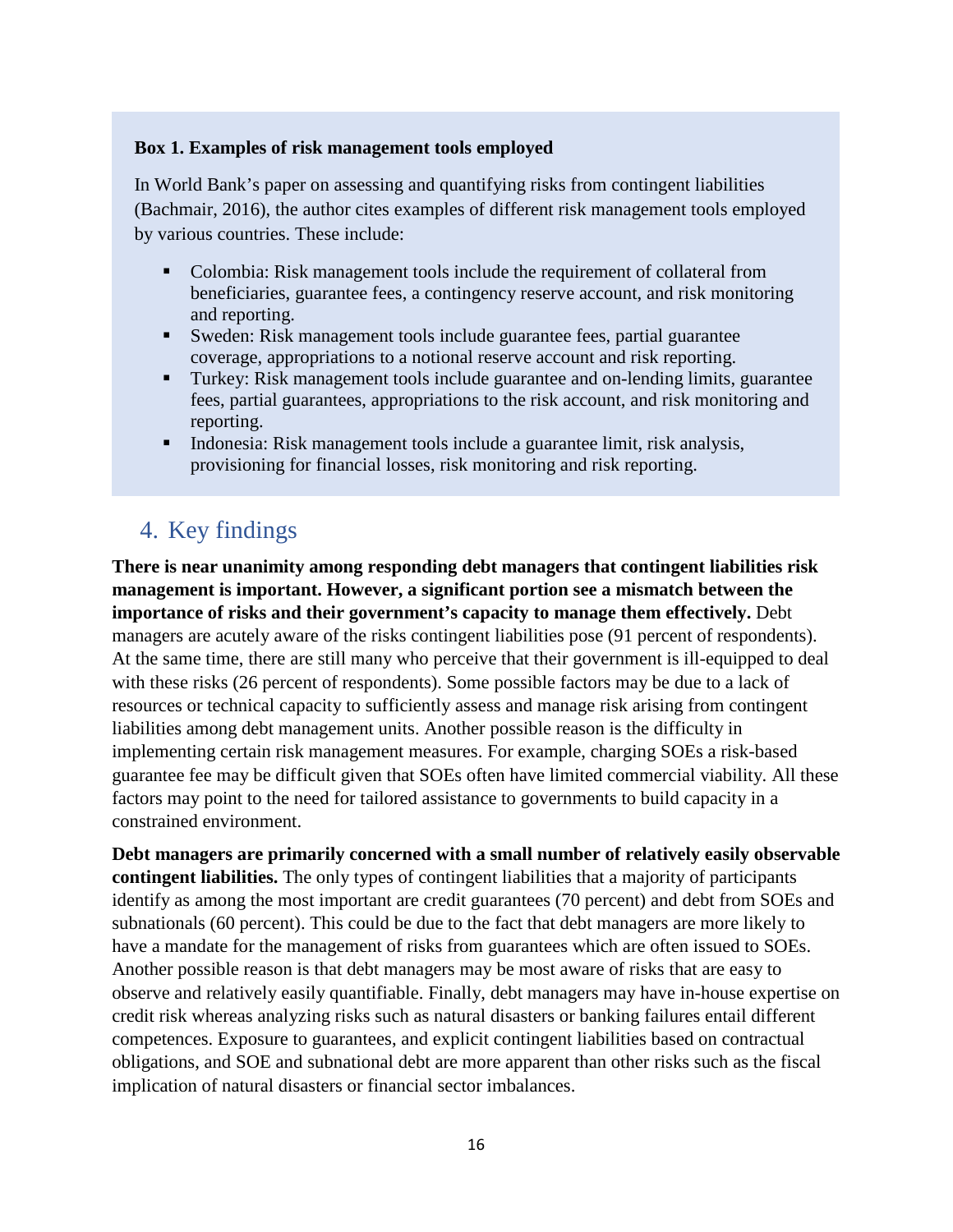**Box 1. Examples of risk management tools employed**

In World Bank's paper on assessing and quantifying risks from contingent liabilities (Bachmair, 2016), the author cites examples of different risk management tools employed by various countries. These include:

- Colombia: Risk management tools include the requirement of collateral from beneficiaries, guarantee fees, a contingency reserve account, and risk monitoring and reporting.
- Sweden: Risk management tools include guarantee fees, partial guarantee coverage, appropriations to a notional reserve account and risk reporting.
- Turkey: Risk management tools include guarantee and on-lending limits, guarantee fees, partial guarantees, appropriations to the risk account, and risk monitoring and reporting.
- Indonesia: Risk management tools include a guarantee limit, risk analysis, provisioning for financial losses, risk monitoring and risk reporting.

## 4. Key findings

**There is near unanimity among responding debt managers that contingent liabilities risk management is important. However, a significant portion see a mismatch between the importance of risks and their government's capacity to manage them effectively.** Debt managers are acutely aware of the risks contingent liabilities pose (91 percent of respondents). At the same time, there are still many who perceive that their government is ill-equipped to deal with these risks (26 percent of respondents). Some possible factors may be due to a lack of resources or technical capacity to sufficiently assess and manage risk arising from contingent liabilities among debt management units. Another possible reason is the difficulty in implementing certain risk management measures. For example, charging SOEs a risk-based guarantee fee may be difficult given that SOEs often have limited commercial viability. All these factors may point to the need for tailored assistance to governments to build capacity in a constrained environment.

**Debt managers are primarily concerned with a small number of relatively easily observable contingent liabilities.** The only types of contingent liabilities that a majority of participants identify as among the most important are credit guarantees (70 percent) and debt from SOEs and subnationals (60 percent). This could be due to the fact that debt managers are more likely to have a mandate for the management of risks from guarantees which are often issued to SOEs. Another possible reason is that debt managers may be most aware of risks that are easy to observe and relatively easily quantifiable. Finally, debt managers may have in-house expertise on credit risk whereas analyzing risks such as natural disasters or banking failures entail different competences. Exposure to guarantees, and explicit contingent liabilities based on contractual obligations, and SOE and subnational debt are more apparent than other risks such as the fiscal implication of natural disasters or financial sector imbalances.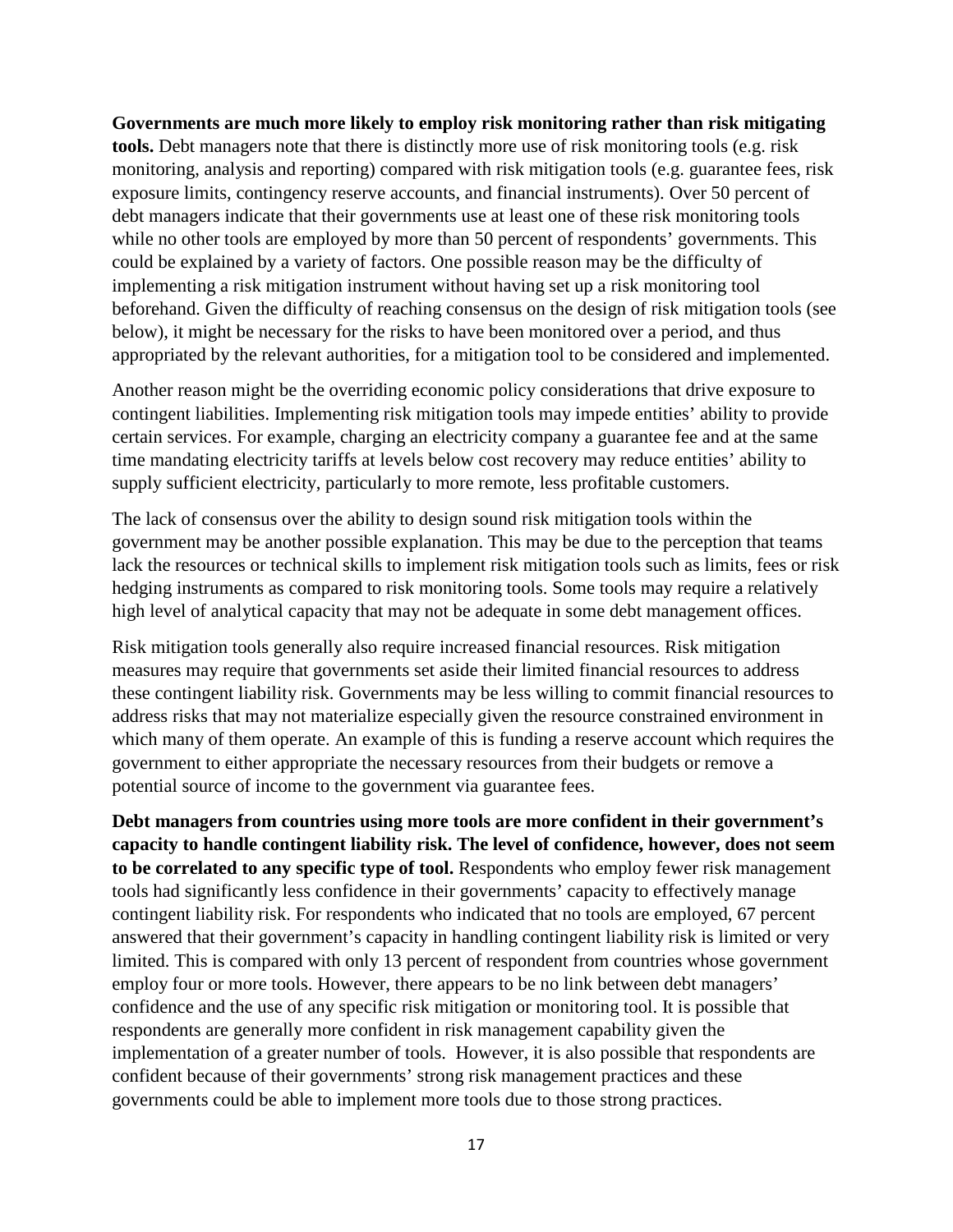**Governments are much more likely to employ risk monitoring rather than risk mitigating tools.** Debt managers note that there is distinctly more use of risk monitoring tools (e.g. risk monitoring, analysis and reporting) compared with risk mitigation tools (e.g. guarantee fees, risk exposure limits, contingency reserve accounts, and financial instruments). Over 50 percent of debt managers indicate that their governments use at least one of these risk monitoring tools while no other tools are employed by more than 50 percent of respondents' governments. This could be explained by a variety of factors. One possible reason may be the difficulty of implementing a risk mitigation instrument without having set up a risk monitoring tool beforehand. Given the difficulty of reaching consensus on the design of risk mitigation tools (see below), it might be necessary for the risks to have been monitored over a period, and thus appropriated by the relevant authorities, for a mitigation tool to be considered and implemented.

Another reason might be the overriding economic policy considerations that drive exposure to contingent liabilities. Implementing risk mitigation tools may impede entities' ability to provide certain services. For example, charging an electricity company a guarantee fee and at the same time mandating electricity tariffs at levels below cost recovery may reduce entities' ability to supply sufficient electricity, particularly to more remote, less profitable customers.

The lack of consensus over the ability to design sound risk mitigation tools within the government may be another possible explanation. This may be due to the perception that teams lack the resources or technical skills to implement risk mitigation tools such as limits, fees or risk hedging instruments as compared to risk monitoring tools. Some tools may require a relatively high level of analytical capacity that may not be adequate in some debt management offices.

Risk mitigation tools generally also require increased financial resources. Risk mitigation measures may require that governments set aside their limited financial resources to address these contingent liability risk. Governments may be less willing to commit financial resources to address risks that may not materialize especially given the resource constrained environment in which many of them operate. An example of this is funding a reserve account which requires the government to either appropriate the necessary resources from their budgets or remove a potential source of income to the government via guarantee fees.

**Debt managers from countries using more tools are more confident in their government's capacity to handle contingent liability risk. The level of confidence, however, does not seem to be correlated to any specific type of tool.** Respondents who employ fewer risk management tools had significantly less confidence in their governments' capacity to effectively manage contingent liability risk. For respondents who indicated that no tools are employed, 67 percent answered that their government's capacity in handling contingent liability risk is limited or very limited. This is compared with only 13 percent of respondent from countries whose government employ four or more tools. However, there appears to be no link between debt managers' confidence and the use of any specific risk mitigation or monitoring tool. It is possible that respondents are generally more confident in risk management capability given the implementation of a greater number of tools. However, it is also possible that respondents are confident because of their governments' strong risk management practices and these governments could be able to implement more tools due to those strong practices.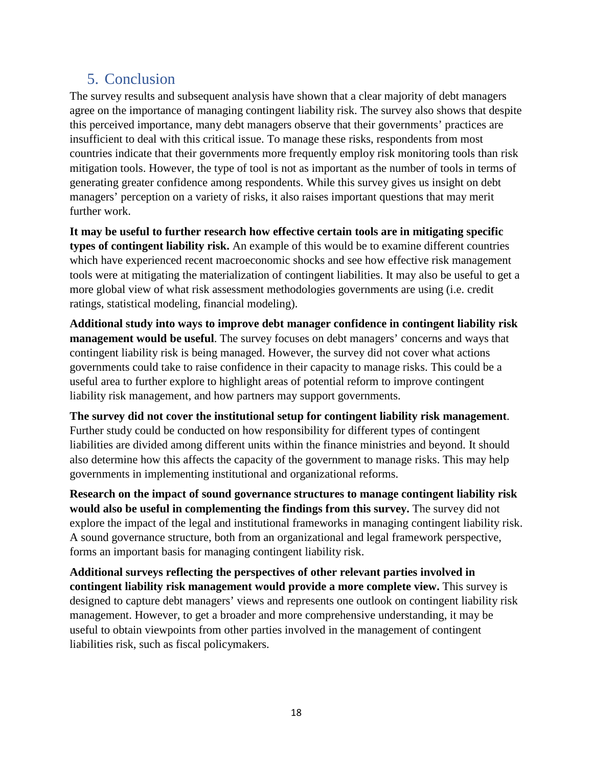## 5. Conclusion

The survey results and subsequent analysis have shown that a clear majority of debt managers agree on the importance of managing contingent liability risk. The survey also shows that despite this perceived importance, many debt managers observe that their governments' practices are insufficient to deal with this critical issue. To manage these risks, respondents from most countries indicate that their governments more frequently employ risk monitoring tools than risk mitigation tools. However, the type of tool is not as important as the number of tools in terms of generating greater confidence among respondents. While this survey gives us insight on debt managers' perception on a variety of risks, it also raises important questions that may merit further work.

**It may be useful to further research how effective certain tools are in mitigating specific types of contingent liability risk.** An example of this would be to examine different countries which have experienced recent macroeconomic shocks and see how effective risk management tools were at mitigating the materialization of contingent liabilities. It may also be useful to get a more global view of what risk assessment methodologies governments are using (i.e. credit ratings, statistical modeling, financial modeling).

**Additional study into ways to improve debt manager confidence in contingent liability risk management would be useful**. The survey focuses on debt managers' concerns and ways that contingent liability risk is being managed. However, the survey did not cover what actions governments could take to raise confidence in their capacity to manage risks. This could be a useful area to further explore to highlight areas of potential reform to improve contingent liability risk management, and how partners may support governments.

**The survey did not cover the institutional setup for contingent liability risk management**. Further study could be conducted on how responsibility for different types of contingent liabilities are divided among different units within the finance ministries and beyond. It should also determine how this affects the capacity of the government to manage risks. This may help governments in implementing institutional and organizational reforms.

**Research on the impact of sound governance structures to manage contingent liability risk would also be useful in complementing the findings from this survey.** The survey did not explore the impact of the legal and institutional frameworks in managing contingent liability risk. A sound governance structure, both from an organizational and legal framework perspective, forms an important basis for managing contingent liability risk.

**Additional surveys reflecting the perspectives of other relevant parties involved in contingent liability risk management would provide a more complete view.** This survey is designed to capture debt managers' views and represents one outlook on contingent liability risk management. However, to get a broader and more comprehensive understanding, it may be useful to obtain viewpoints from other parties involved in the management of contingent liabilities risk, such as fiscal policymakers.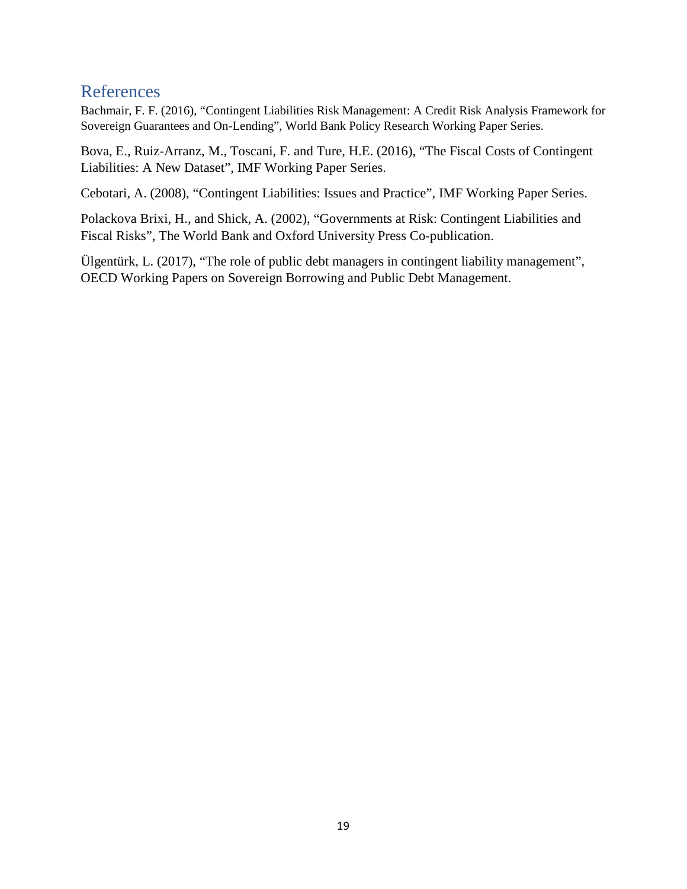# References

Bachmair, F. F. (2016), "Contingent Liabilities Risk Management: A Credit Risk Analysis Framework for Sovereign Guarantees and On-Lending", World Bank Policy Research Working Paper Series.

Bova, E., Ruiz-Arranz, M., Toscani, F. and Ture, H.E. (2016), "The Fiscal Costs of Contingent Liabilities: A New Dataset", IMF Working Paper Series.

Cebotari, A. (2008), "Contingent Liabilities: Issues and Practice", IMF Working Paper Series.

Polackova Brixi, H., and Shick, A. (2002), "Governments at Risk: Contingent Liabilities and Fiscal Risks", The World Bank and Oxford University Press Co-publication.

Ülgentürk, L. (2017), "The role of public debt managers in contingent liability management", OECD Working Papers on Sovereign Borrowing and Public Debt Management.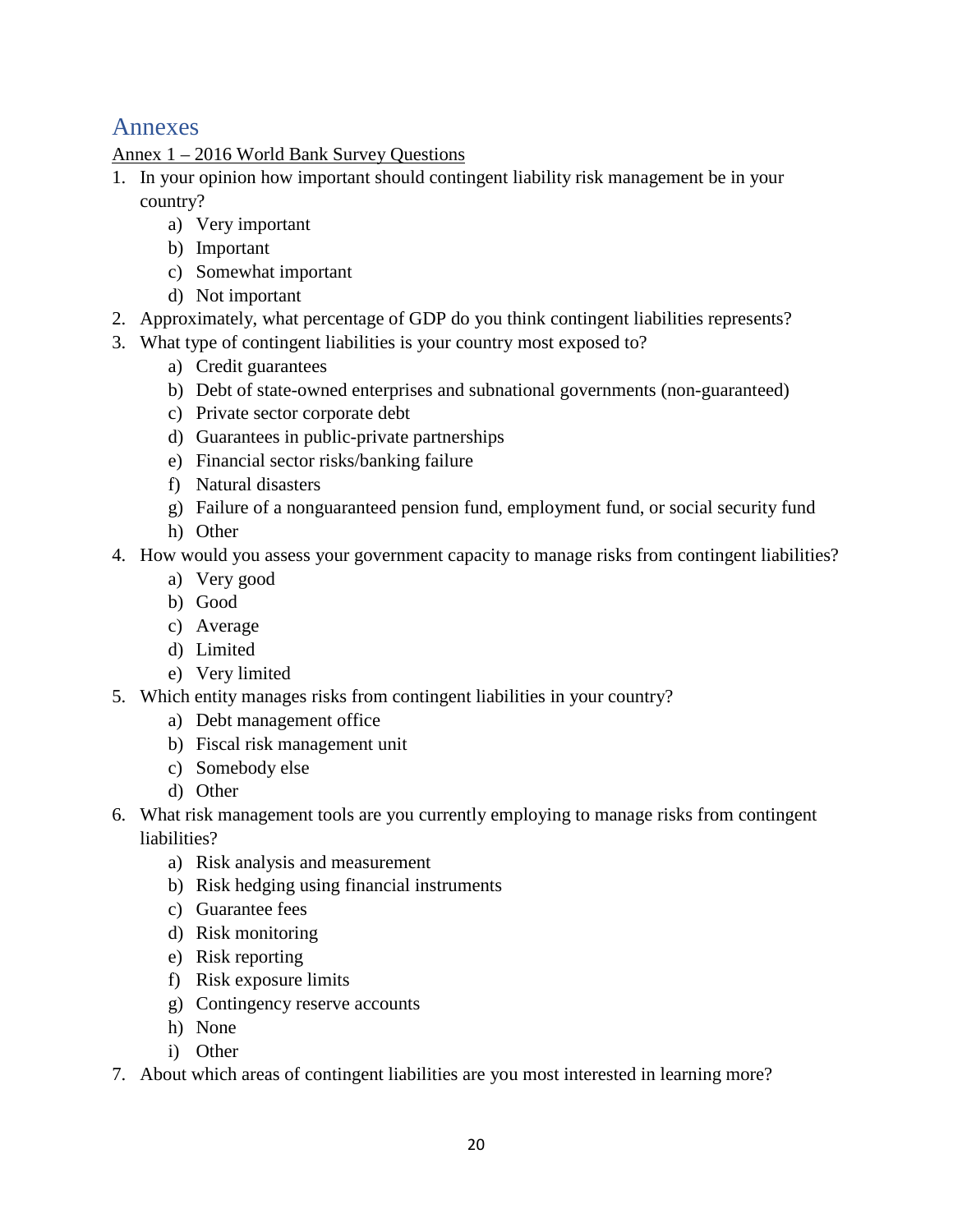# Annexes

Annex 1 – 2016 World Bank Survey Questions

1. In your opinion how important should contingent liability risk management be in your country?
    a) Very important
    b) Important
    c) Somewhat important
    d) Not important
2. Approximately, what percentage of GDP do you think contingent liabilities represents?
3. What type of contingent liabilities is your country most exposed to?
    a) Credit guarantees
    b) Debt of state-owned enterprises and subnational governments (non-guaranteed)
    c) Private sector corporate debt
    d) Guarantees in public-private partnerships
    e) Financial sector risks/banking failure
    f) Natural disasters
    g) Failure of a nonguaranteed pension fund, employment fund, or social security fund
    h) Other
4. How would you assess your government capacity to manage risks from contingent liabilities?
    a) Very good
    b) Good
    c) Average
    d) Limited
    e) Very limited
5. Which entity manages risks from contingent liabilities in your country?
    a) Debt management office
    b) Fiscal risk management unit
    c) Somebody else
    d) Other
6. What risk management tools are you currently employing to manage risks from contingent liabilities?
    a) Risk analysis and measurement
    b) Risk hedging using financial instruments
    c) Guarantee fees
    d) Risk monitoring
    e) Risk reporting
    f) Risk exposure limits
    g) Contingency reserve accounts
    h) None
    i) Other
7. About which areas of contingent liabilities are you most interested in learning more?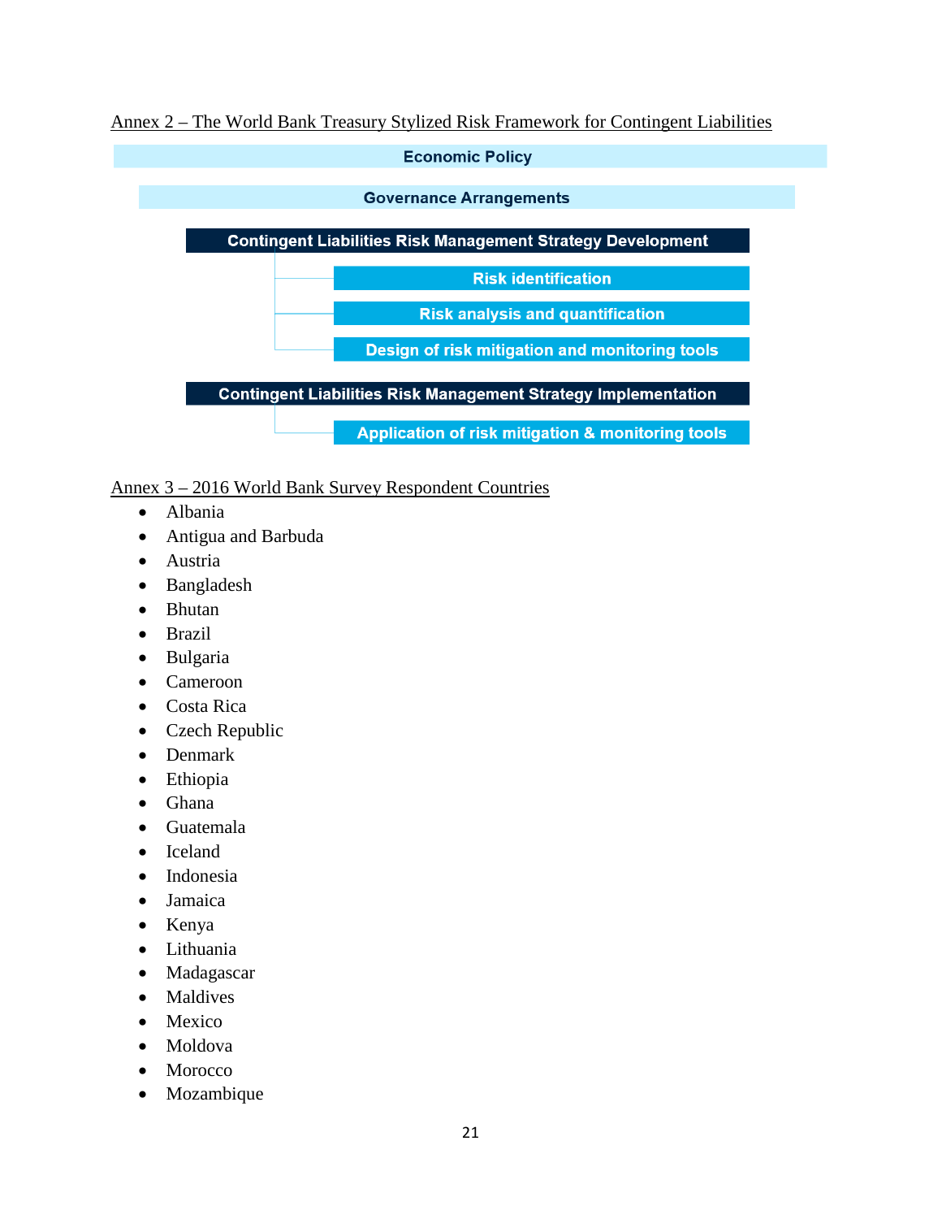Annex 2 – The World Bank Treasury Stylized Risk Framework for Contingent Liabilities

**Economic Policy**

**Governance Arrangements**

**Contingent Liabilities Risk Management Strategy Development**

- **Risk identification**
- **Risk analysis and quantification**
- **Design of risk mitigation and monitoring tools**

**Contingent Liabilities Risk Management Strategy Implementation**

- **Application of risk mitigation & monitoring tools**

Annex 3 – 2016 World Bank Survey Respondent Countries

- Albania
- Antigua and Barbuda
- Austria
- Bangladesh
- Bhutan
- Brazil
- Bulgaria
- Cameroon
- Costa Rica
- Czech Republic
- Denmark
- Ethiopia
- Ghana
- Guatemala
- Iceland
- Indonesia
- Jamaica
- Kenya
- Lithuania
- Madagascar
- Maldives
- Mexico
- Moldova
- Morocco
- Mozambique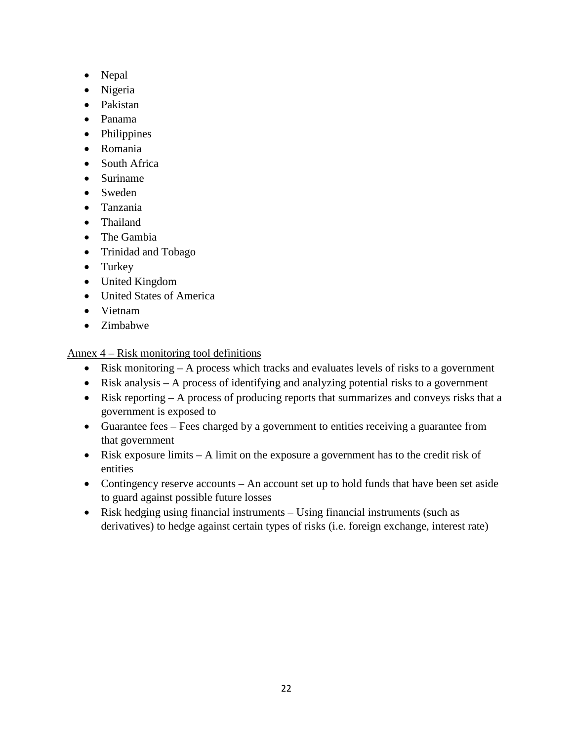- Nepal
- Nigeria
- Pakistan
- Panama
- Philippines
- Romania
- South Africa
- Suriname
- Sweden
- Tanzania
- Thailand
- The Gambia
- Trinidad and Tobago
- Turkey
- United Kingdom
- United States of America
- Vietnam
- Zimbabwe

Annex 4 – Risk monitoring tool definitions

- Risk monitoring – A process which tracks and evaluates levels of risks to a government
- Risk analysis – A process of identifying and analyzing potential risks to a government
- Risk reporting – A process of producing reports that summarizes and conveys risks that a government is exposed to
- Guarantee fees – Fees charged by a government to entities receiving a guarantee from that government
- Risk exposure limits – A limit on the exposure a government has to the credit risk of entities
- Contingency reserve accounts – An account set up to hold funds that have been set aside to guard against possible future losses
- Risk hedging using financial instruments – Using financial instruments (such as derivatives) to hedge against certain types of risks (i.e. foreign exchange, interest rate)